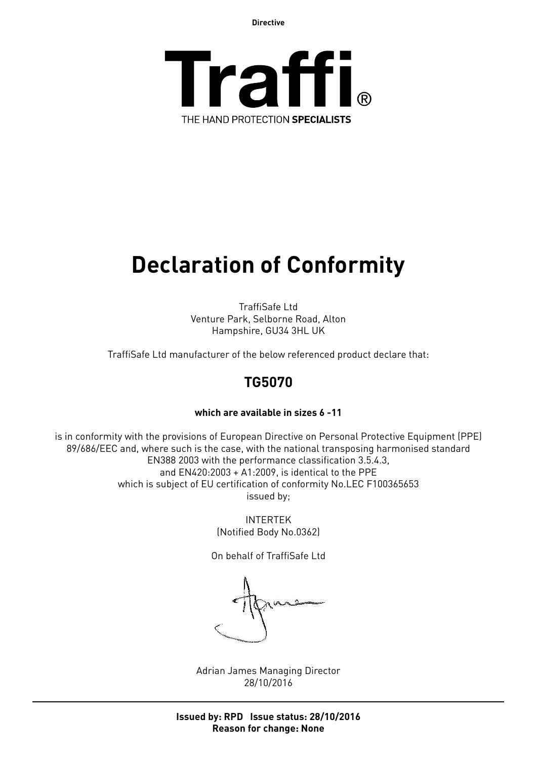Directive

**Traffi**®

THE HAND PROTECTION **SPECIALISTS**

# Declaration of Conformity

TraffiSafe Ltd
Venture Park, Selborne Road, Alton
Hampshire, GU34 3HL UK

TraffiSafe Ltd manufacturer of the below referenced product declare that:

## TG5070

**which are available in sizes 6 -11**

is in conformity with the provisions of European Directive on Personal Protective Equipment (PPE) 89/686/EEC and, where such is the case, with the national transposing harmonised standard EN388 2003 with the performance classification 3.5.4.3, and EN420:2003 + A1:2009, is identical to the PPE which is subject of EU certification of conformity No.LEC F100365653 issued by;

INTERTEK
(Notified Body No.0362)

On behalf of TraffiSafe Ltd

Adrian James Managing Director
28/10/2016

---

**Issued by: RPD Issue status: 28/10/2016**
**Reason for change: None**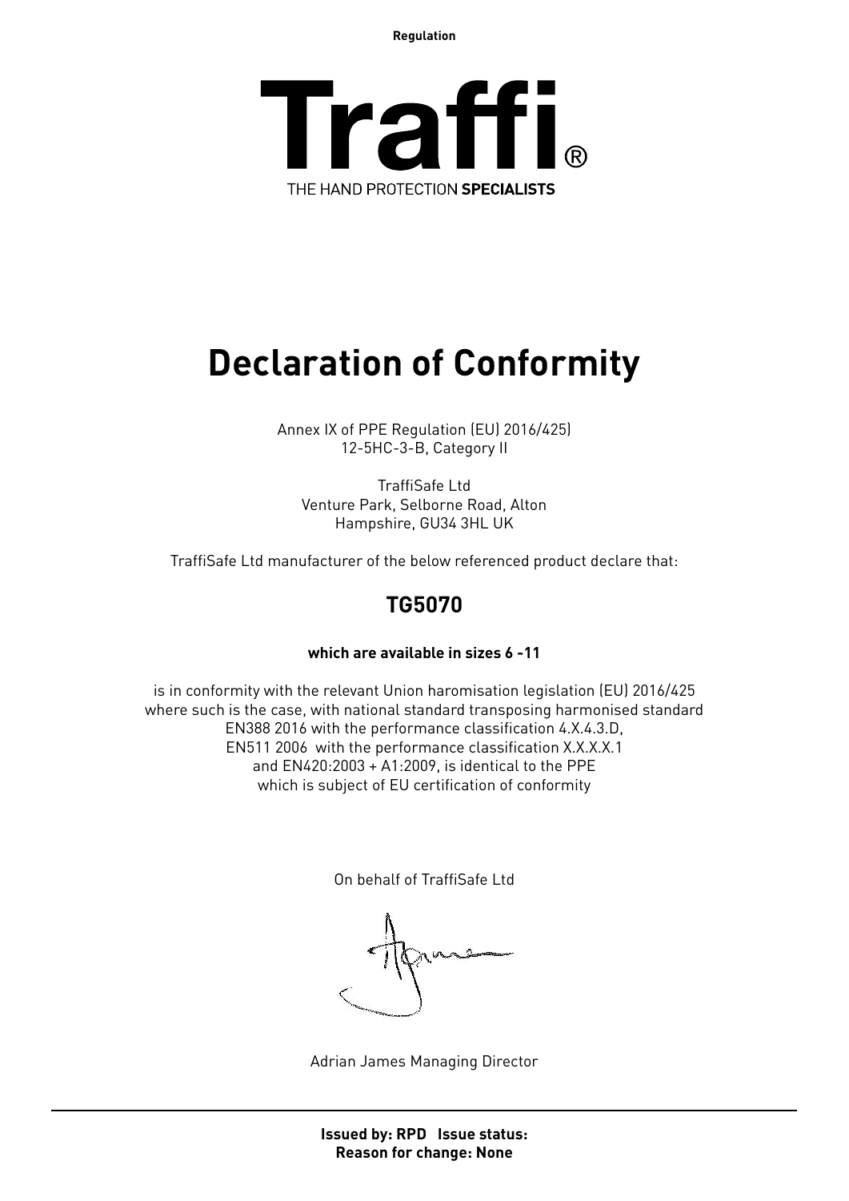Regulation

**Traffi®**

THE HAND PROTECTION **SPECIALISTS**

# Declaration of Conformity

Annex IX of PPE Regulation (EU) 2016/425)
12-5HC-3-B, Category II

TraffiSafe Ltd
Venture Park, Selborne Road, Alton
Hampshire, GU34 3HL UK

TraffiSafe Ltd manufacturer of the below referenced product declare that:

## TG5070

**which are available in sizes 6 -11**

is in conformity with the relevant Union haromisation legislation (EU) 2016/425
where such is the case, with national standard transposing harmonised standard
EN388 2016 with the performance classification 4.X.4.3.D,
EN511 2006 with the performance classification X.X.X.X.1
and EN420:2003 + A1:2009, is identical to the PPE
which is subject of EU certification of conformity

On behalf of TraffiSafe Ltd

Adrian James Managing Director

**Issued by: RPD Issue status:**
**Reason for change: None**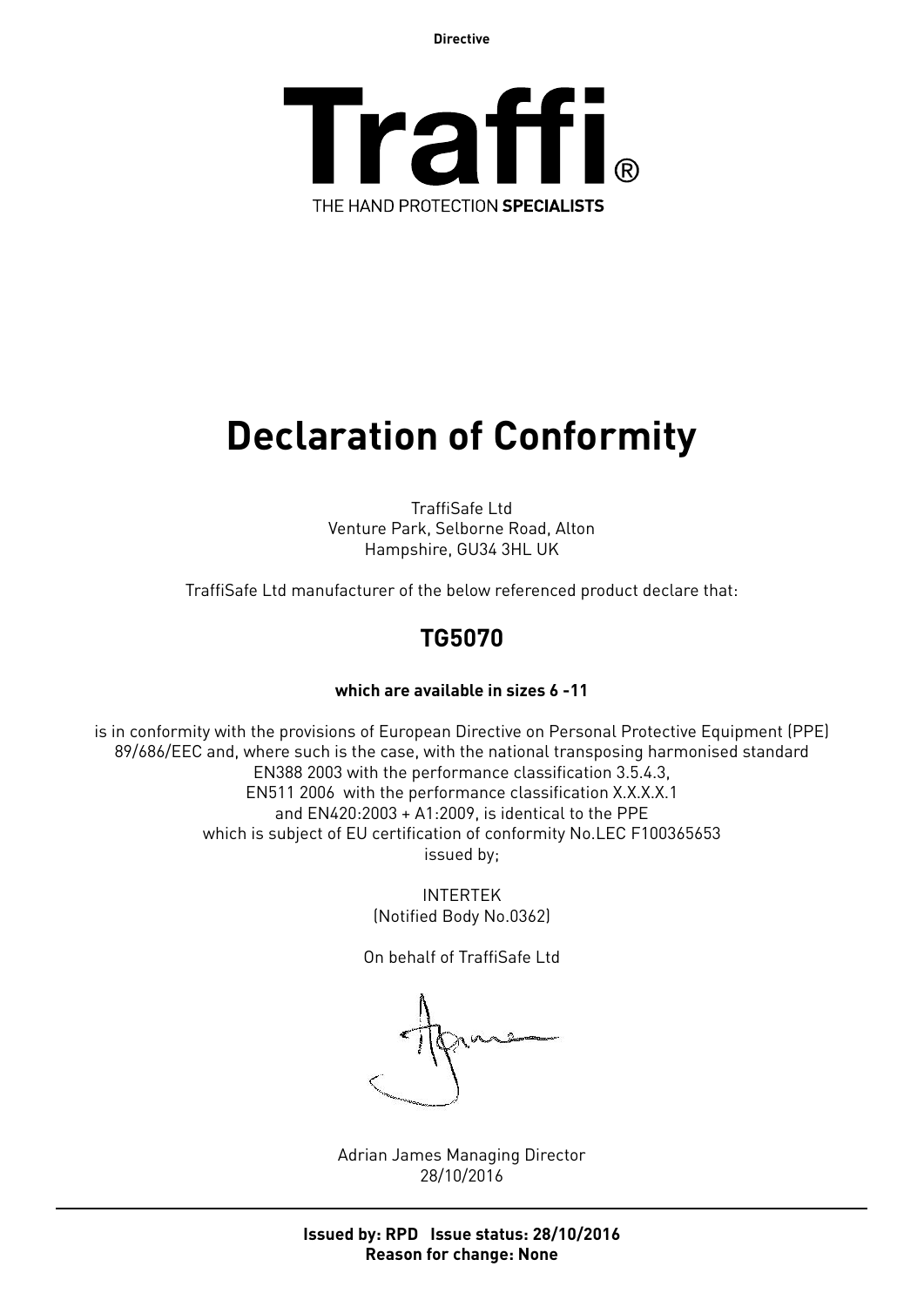Directive

Traffi®

THE HAND PROTECTION **SPECIALISTS**

# Declaration of Conformity

TraffiSafe Ltd
Venture Park, Selborne Road, Alton
Hampshire, GU34 3HL UK

TraffiSafe Ltd manufacturer of the below referenced product declare that:

## TG5070

**which are available in sizes 6 -11**

is in conformity with the provisions of European Directive on Personal Protective Equipment (PPE) 89/686/EEC and, where such is the case, with the national transposing harmonised standard EN388 2003 with the performance classification 3.5.4.3, EN511 2006 with the performance classification X.X.X.X.1 and EN420:2003 + A1:2009, is identical to the PPE which is subject of EU certification of conformity No.LEC F100365653 issued by;

INTERTEK
(Notified Body No.0362)

On behalf of TraffiSafe Ltd

Adrian James Managing Director
28/10/2016

**Issued by: RPD Issue status: 28/10/2016**
**Reason for change: None**